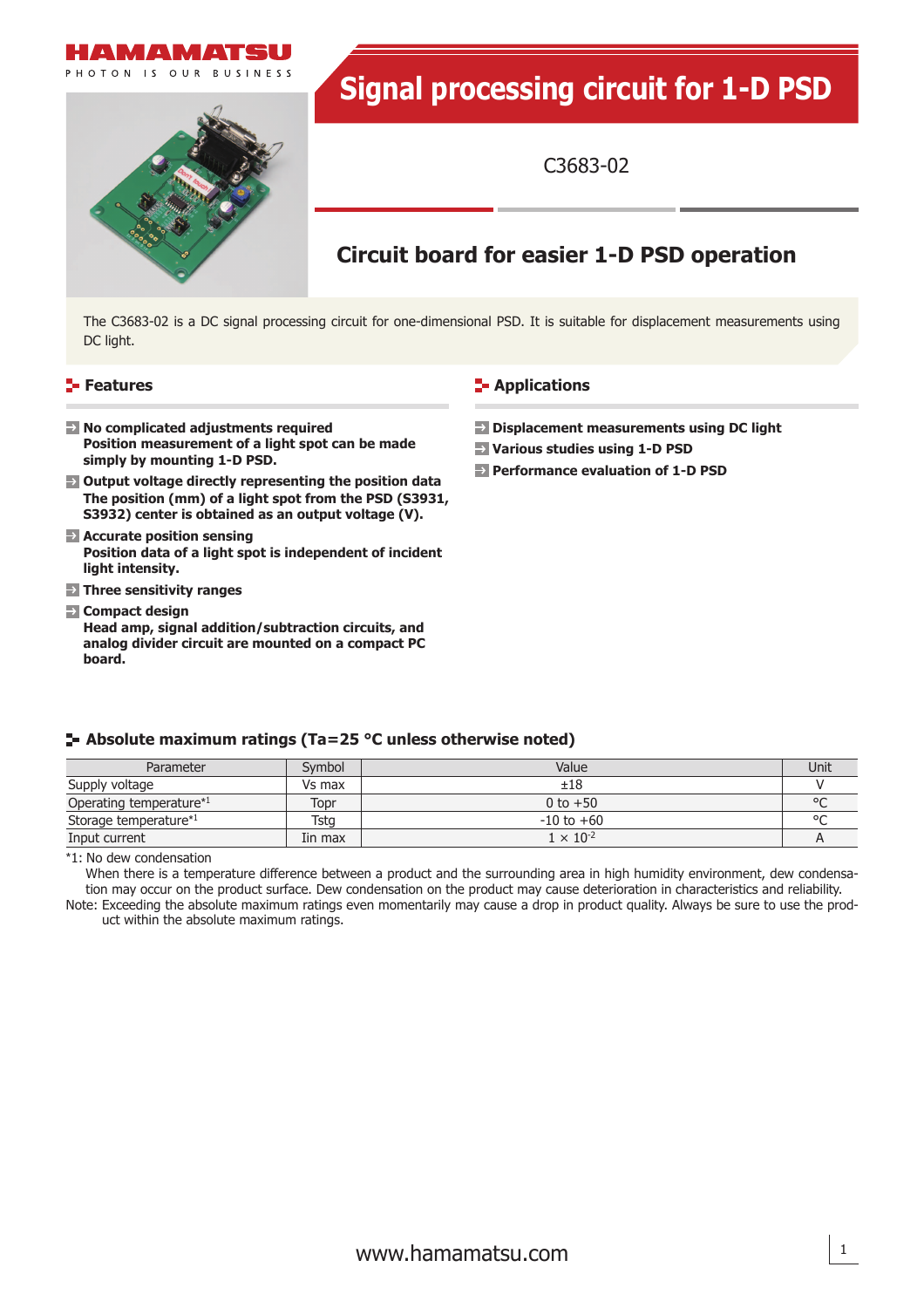# Signal processing circuit for 1-D PSD

C3683-02

## Circuit board for easier 1-D PSD operation

The C3683-02 is a DC signal processing circuit for one-dimensional PSD. It is suitable for displacement measurements using DC light.

## Features

- **No complicated adjustments required**
  **Position measurement of a light spot can be made simply by mounting 1-D PSD.**
- **Output voltage directly representing the position data**
  **The position (mm) of a light spot from the PSD (S3931, S3932) center is obtained as an output voltage (V).**
- **Accurate position sensing**
  **Position data of a light spot is independent of incident light intensity.**
- **Three sensitivity ranges**
- **Compact design**
  **Head amp, signal addition/subtraction circuits, and analog divider circuit are mounted on a compact PC board.**

## Applications

- **Displacement measurements using DC light**
- **Various studies using 1-D PSD**
- **Performance evaluation of 1-D PSD**

## Absolute maximum ratings (Ta=25 °C unless otherwise noted)

| Parameter | Symbol | Value | Unit |
|---|---|---|---|
| Supply voltage | Vs max | ±18 | V |
| Operating temperature*1 | Topr | 0 to +50 | °C |
| Storage temperature*1 | Tstg | -10 to +60 | °C |
| Input current | Iin max | $1 \times 10^{-2}$ | A |

*1: No dew condensation
When there is a temperature difference between a product and the surrounding area in high humidity environment, dew condensation may occur on the product surface. Dew condensation on the product may cause deterioration in characteristics and reliability.

Note: Exceeding the absolute maximum ratings even momentarily may cause a drop in product quality. Always be sure to use the product within the absolute maximum ratings.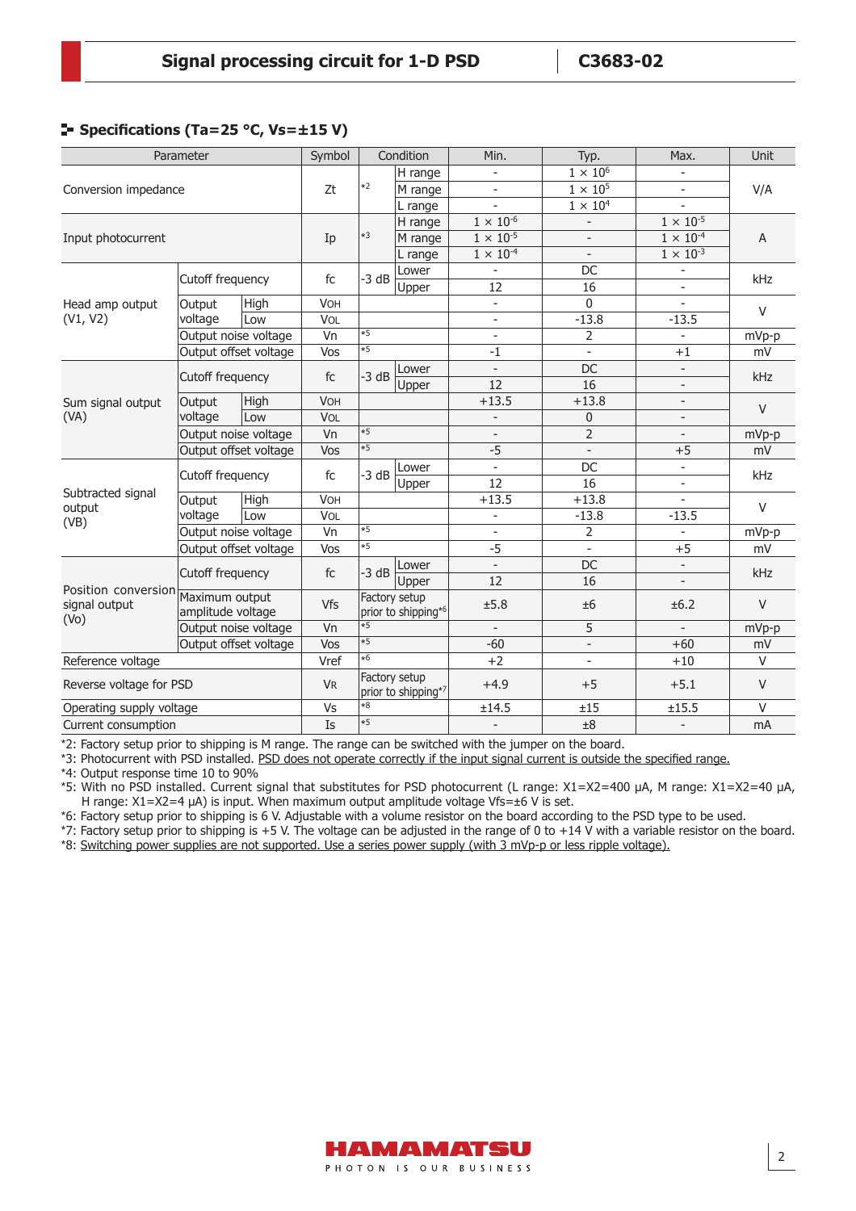## Specifications (Ta=25 °C, Vs=±15 V)

| Parameter | | | Symbol | Condition | | Min. | Typ. | Max. | Unit |
|---|---|---|---|---|---|---|---|---|---|
| Conversion impedance | | | Zt | *2 | H range | - | $1 \times 10^{6}$ | - | V/A |
| | | | | | M range | - | $1 \times 10^{5}$ | - | |
| | | | | | L range | - | $1 \times 10^{4}$ | - | |
| Input photocurrent | | | Ip | *3 | H range | $1 \times 10^{-6}$ | - | $1 \times 10^{-5}$ | A |
| | | | | | M range | $1 \times 10^{-5}$ | - | $1 \times 10^{-4}$ | |
| | | | | | L range | $1 \times 10^{-4}$ | - | $1 \times 10^{-3}$ | |
| Head amp output (V1, V2) | Cutoff frequency | | fc | -3 dB | Lower | - | DC | - | kHz |
| | | | | | Upper | 12 | 16 | - | |
| | Output voltage | High | VOH | | | - | 0 | - | V |
| | | Low | VOL | | | - | -13.8 | -13.5 | |
| | Output noise voltage | | Vn | *5 | | - | 2 | - | mVp-p |
| | Output offset voltage | | Vos | *5 | | -1 | - | +1 | mV |
| Sum signal output (VA) | Cutoff frequency | | fc | -3 dB | Lower | - | DC | - | kHz |
| | | | | | Upper | 12 | 16 | - | |
| | Output voltage | High | VOH | | | +13.5 | +13.8 | - | V |
| | | Low | VOL | | | - | 0 | - | |
| | Output noise voltage | | Vn | *5 | | - | 2 | - | mVp-p |
| | Output offset voltage | | Vos | *5 | | -5 | - | +5 | mV |
| Subtracted signal output (VB) | Cutoff frequency | | fc | -3 dB | Lower | - | DC | - | kHz |
| | | | | | Upper | 12 | 16 | - | |
| | Output voltage | High | VOH | | | +13.5 | +13.8 | - | V |
| | | Low | VOL | | | - | -13.8 | -13.5 | |
| | Output noise voltage | | Vn | *5 | | - | 2 | - | mVp-p |
| | Output offset voltage | | Vos | *5 | | -5 | - | +5 | mV |
| Position conversion signal output (Vo) | Cutoff frequency | | fc | -3 dB | Lower | - | DC | - | kHz |
| | | | | | Upper | 12 | 16 | - | |
| | Maximum output amplitude voltage | | Vfs | Factory setup prior to shipping*6 | | ±5.8 | ±6 | ±6.2 | V |
| | Output noise voltage | | Vn | *5 | | - | 5 | - | mVp-p |
| | Output offset voltage | | Vos | *5 | | -60 | - | +60 | mV |
| Reference voltage | | | Vref | *6 | | +2 | - | +10 | V |
| Reverse voltage for PSD | | | VR | Factory setup prior to shipping*7 | | +4.9 | +5 | +5.1 | V |
| Operating supply voltage | | | Vs | *8 | | ±14.5 | ±15 | ±15.5 | V |
| Current consumption | | | Is | *5 | | - | ±8 | - | mA |

*2: Factory setup prior to shipping is M range. The range can be switched with the jumper on the board.
*3: Photocurrent with PSD installed. PSD does not operate correctly if the input signal current is outside the specified range.
*4: Output response time 10 to 90%
*5: With no PSD installed. Current signal that substitutes for PSD photocurrent (L range: X1=X2=400 μA, M range: X1=X2=40 μA, H range: X1=X2=4 μA) is input. When maximum output amplitude voltage Vfs=±6 V is set.
*6: Factory setup prior to shipping is 6 V. Adjustable with a volume resistor on the board according to the PSD type to be used.
*7: Factory setup prior to shipping is +5 V. The voltage can be adjusted in the range of 0 to +14 V with a variable resistor on the board.
*8: Switching power supplies are not supported. Use a series power supply (with 3 mVp-p or less ripple voltage).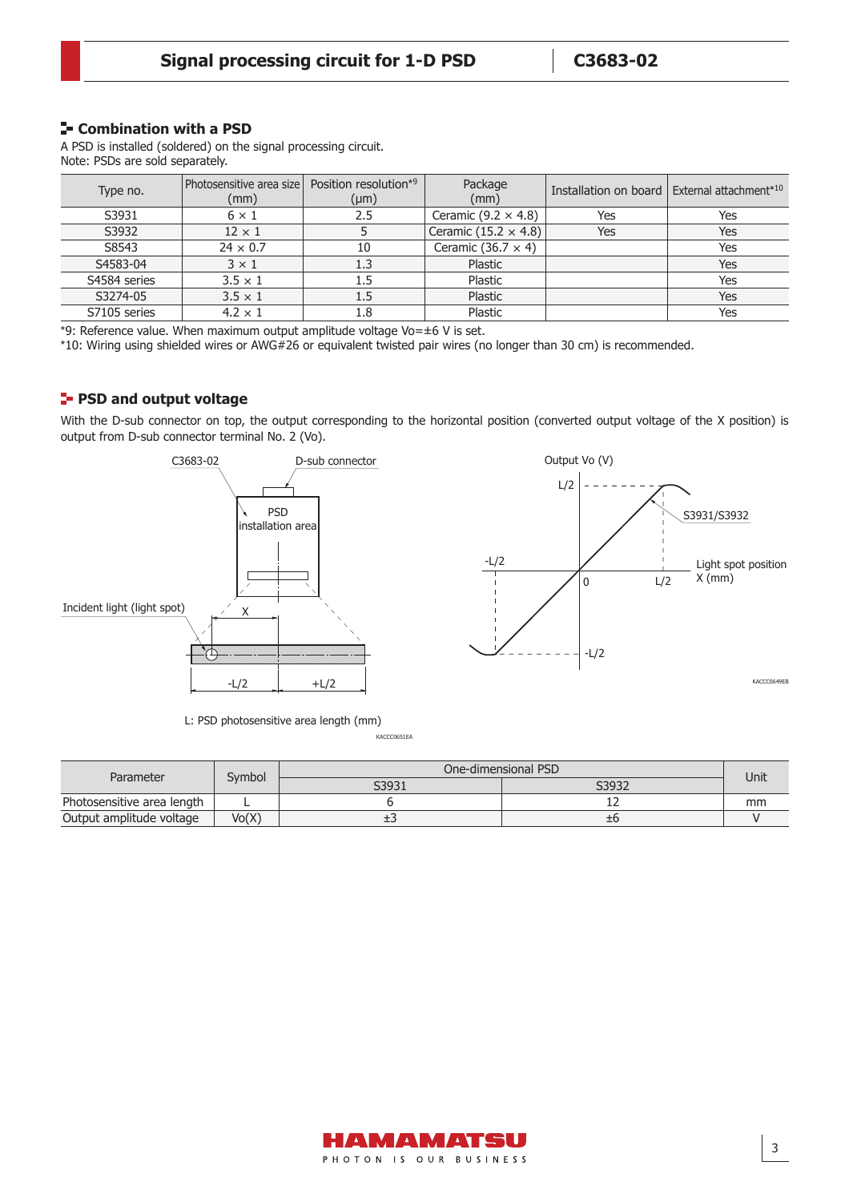## Combination with a PSD

A PSD is installed (soldered) on the signal processing circuit.
Note: PSDs are sold separately.

| Type no. | Photosensitive area size (mm) | Position resolution*9 (μm) | Package (mm) | Installation on board | External attachment*10 |
|---|---|---|---|---|---|
| S3931 | 6 × 1 | 2.5 | Ceramic (9.2 × 4.8) | Yes | Yes |
| S3932 | 12 × 1 | 5 | Ceramic (15.2 × 4.8) | Yes | Yes |
| S8543 | 24 × 0.7 | 10 | Ceramic (36.7 × 4) | | Yes |
| S4583-04 | 3 × 1 | 1.3 | Plastic | | Yes |
| S4584 series | 3.5 × 1 | 1.5 | Plastic | | Yes |
| S3274-05 | 3.5 × 1 | 1.5 | Plastic | | Yes |
| S7105 series | 4.2 × 1 | 1.8 | Plastic | | Yes |

*9: Reference value. When maximum output amplitude voltage Vo=±6 V is set.
*10: Wiring using shielded wires or AWG#26 or equivalent twisted pair wires (no longer than 30 cm) is recommended.

## PSD and output voltage

With the D-sub connector on top, the output corresponding to the horizontal position (converted output voltage of the X position) is output from D-sub connector terminal No. 2 (Vo).

C3683-02 D-sub connector PSD installation area Incident light (light spot) X -L/2 +L/2

L: PSD photosensitive area length (mm)

KACCC0651EA

Output Vo (V) L/2 S3931/S3932 -L/2 Light spot position X (mm) 0 L/2 -L/2

KACCC0649EB

| Parameter | Symbol | One-dimensional PSD | | Unit |
|---|---|---|---|---|
| | | S3931 | S3932 | |
| Photosensitive area length | L | 6 | 12 | mm |
| Output amplitude voltage | Vo(X) | ±3 | ±6 | V |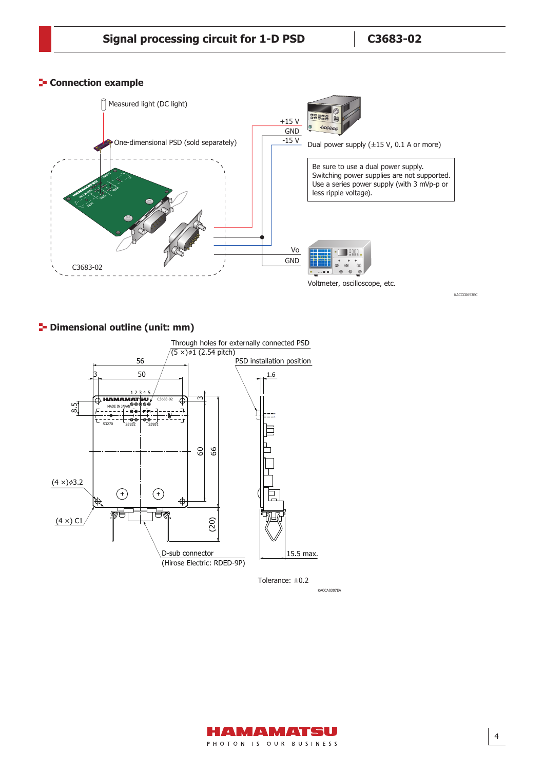## Connection example

Measured light (DC light)

One-dimensional PSD (sold separately)

+15 V
GND
-15 V

Dual power supply (±15 V, 0.1 A or more)

Be sure to use a dual power supply.
Switching power supplies are not supported.
Use a series power supply (with 3 mVp-p or less ripple voltage).

Vo
GND

Voltmeter, oscilloscope, etc.

C3683-02

KACCC0653EC

## Dimensional outline (unit: mm)

Through holes for externally connected PSD
(5 ×) ϕ1 (2.54 pitch)

PSD installation position

56
50
3
1.6
8.5
3
60
66
(20)

(4 ×) ϕ3.2

(4 ×) C1

D-sub connector
(Hirose Electric: RDED-9P)

15.5 max.

Tolerance: ±0.2

KACCA0307EA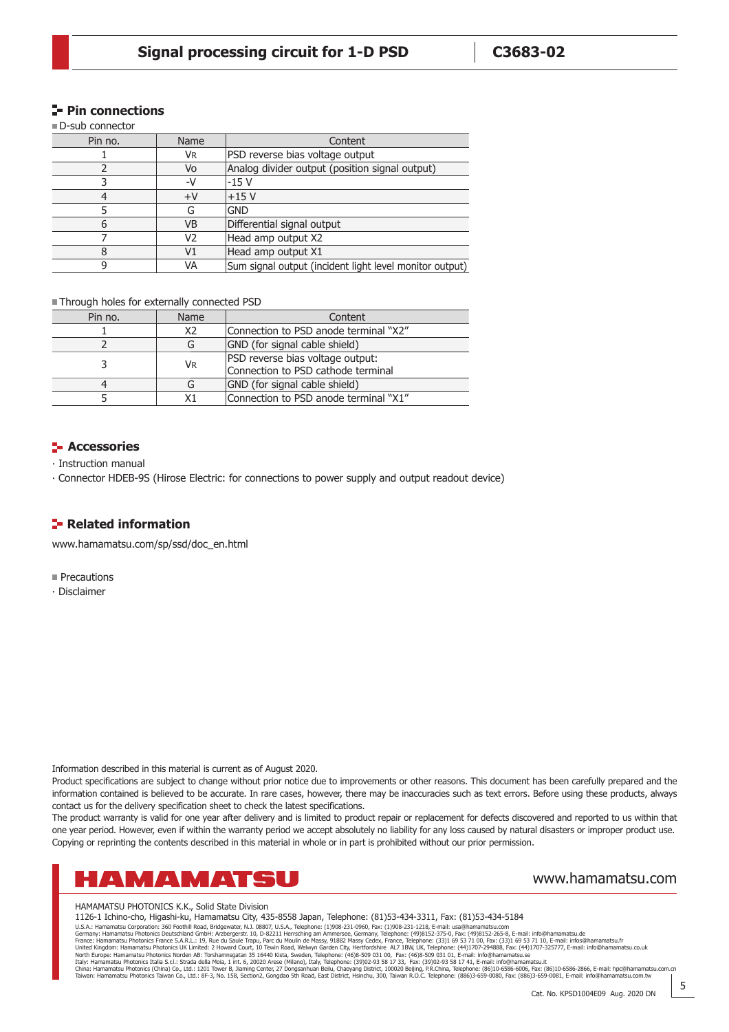## Pin connections

■ D-sub connector

| Pin no. | Name | Content |
|---|---|---|
| 1 | VR | PSD reverse bias voltage output |
| 2 | Vo | Analog divider output (position signal output) |
| 3 | -V | -15 V |
| 4 | +V | +15 V |
| 5 | G | GND |
| 6 | VB | Differential signal output |
| 7 | V2 | Head amp output X2 |
| 8 | V1 | Head amp output X1 |
| 9 | VA | Sum signal output (incident light level monitor output) |

■ Through holes for externally connected PSD

| Pin no. | Name | Content |
|---|---|---|
| 1 | X2 | Connection to PSD anode terminal "X2" |
| 2 | G | GND (for signal cable shield) |
| 3 | VR | PSD reverse bias voltage output: Connection to PSD cathode terminal |
| 4 | G | GND (for signal cable shield) |
| 5 | X1 | Connection to PSD anode terminal "X1" |

## Accessories

· Instruction manual

· Connector HDEB-9S (Hirose Electric: for connections to power supply and output readout device)

## Related information

www.hamamatsu.com/sp/ssd/doc_en.html

■ Precautions

· Disclaimer

Information described in this material is current as of August 2020.

Product specifications are subject to change without prior notice due to improvements or other reasons. This document has been carefully prepared and the information contained is believed to be accurate. In rare cases, however, there may be inaccuracies such as text errors. Before using these products, always contact us for the delivery specification sheet to check the latest specifications.

The product warranty is valid for one year after delivery and is limited to product repair or replacement for defects discovered and reported to us within that one year period. However, even if within the warranty period we accept absolutely no liability for any loss caused by natural disasters or improper product use. Copying or reprinting the contents described in this material in whole or in part is prohibited without our prior permission.

HAMAMATSU

www.hamamatsu.com

HAMAMATSU PHOTONICS K.K., Solid State Division

1126-1 Ichino-cho, Higashi-ku, Hamamatsu City, 435-8558 Japan, Telephone: (81)53-434-3311, Fax: (81)53-434-5184

U.S.A.: Hamamatsu Corporation: 360 Foothill Road, Bridgewater, N.J. 08807, U.S.A., Telephone: (1)908-231-0960, Fax: (1)908-231-1218, E-mail: usa@hamamatsu.com
Germany: Hamamatsu Photonics Deutschland GmbH: Arzbergerstr. 10, D-82211 Herrsching am Ammersee, Germany, Telephone: (49)8152-375-0, Fax: (49)8152-265-8, E-mail: info@hamamatsu.de
France: Hamamatsu Photonics France S.A.R.L.: 19, Rue du Saule Trapu, Parc du Moulin de Massy, 91882 Massy Cedex, France, Telephone: (33)1 69 53 71 00, Fax: (33)1 69 53 71 10, E-mail: infos@hamamatsu.fr
United Kingdom: Hamamatsu Photonics UK Limited: 2 Howard Court, 10 Tewin Road, Welwyn Garden City, Hertfordshire AL7 1BW, UK, Telephone: (44)1707-294888, Fax: (44)1707-325777, E-mail: info@hamamatsu.co.uk
North Europe: Hamamatsu Photonics Norden AB: Torshamnsgatan 35 16440 Kista, Sweden, Telephone: (46)8-509 031 00, Fax: (46)8-509 031 01, E-mail: info@hamamatsu.se
Italy: Hamamatsu Photonics Italia S.r.l.: Strada della Moia, 1 int. 6, 20020 Arese (Milano), Italy, Telephone: (39)02-93 58 17 33, Fax: (39)02-93 58 17 41, E-mail: info@hamamatsu.it
China: Hamamatsu Photonics (China) Co., Ltd.: 1201 Tower B, Jiaming Center, 27 Dongsanhuan Beilu, Chaoyang District, 100020 Beijing, P.R.China, Telephone: (86)10-6586-6006, Fax: (86)10-6586-2866, E-mail: hpc@hamamatsu.com.cn
Taiwan: Hamamatsu Photonics Taiwan Co., Ltd.: 8F-3, No. 158, Section2, Gongdao 5th Road, East District, Hsinchu, 300, Taiwan R.O.C. Telephone: (886)3-659-0080, Fax: (886)3-659-0081, E-mail: info@hamamatsu.com.tw

Cat. No. KPSD1004E09 Aug. 2020 DN